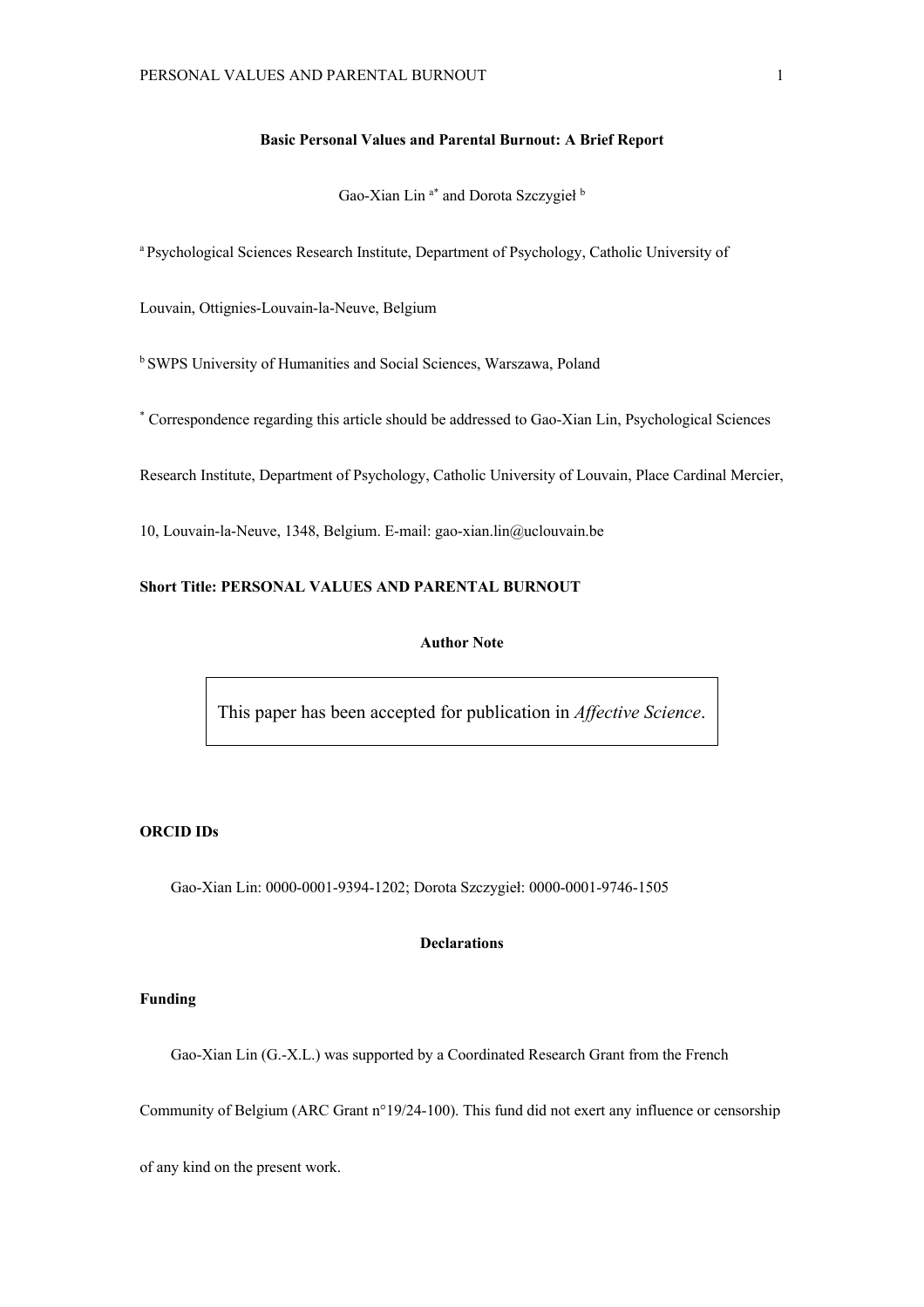**Basic Personal Values and Parental Burnout: A Brief Report**

Gao-Xian Lin [a*] and Dorota Szczygieł [b]

[a] Psychological Sciences Research Institute, Department of Psychology, Catholic University of Louvain, Ottignies-Louvain-la-Neuve, Belgium

[b] SWPS University of Humanities and Social Sciences, Warszawa, Poland

[*] Correspondence regarding this article should be addressed to Gao-Xian Lin, Psychological Sciences Research Institute, Department of Psychology, Catholic University of Louvain, Place Cardinal Mercier, 10, Louvain-la-Neuve, 1348, Belgium. E-mail: gao-xian.lin@uclouvain.be

**Short Title: PERSONAL VALUES AND PARENTAL BURNOUT**

**Author Note**

This paper has been accepted for publication in *Affective Science*.

**ORCID IDs**

Gao-Xian Lin: 0000-0001-9394-1202; Dorota Szczygieł: 0000-0001-9746-1505

**Declarations**

**Funding**

Gao-Xian Lin (G.-X.L.) was supported by a Coordinated Research Grant from the French Community of Belgium (ARC Grant n°19/24-100). This fund did not exert any influence or censorship of any kind on the present work.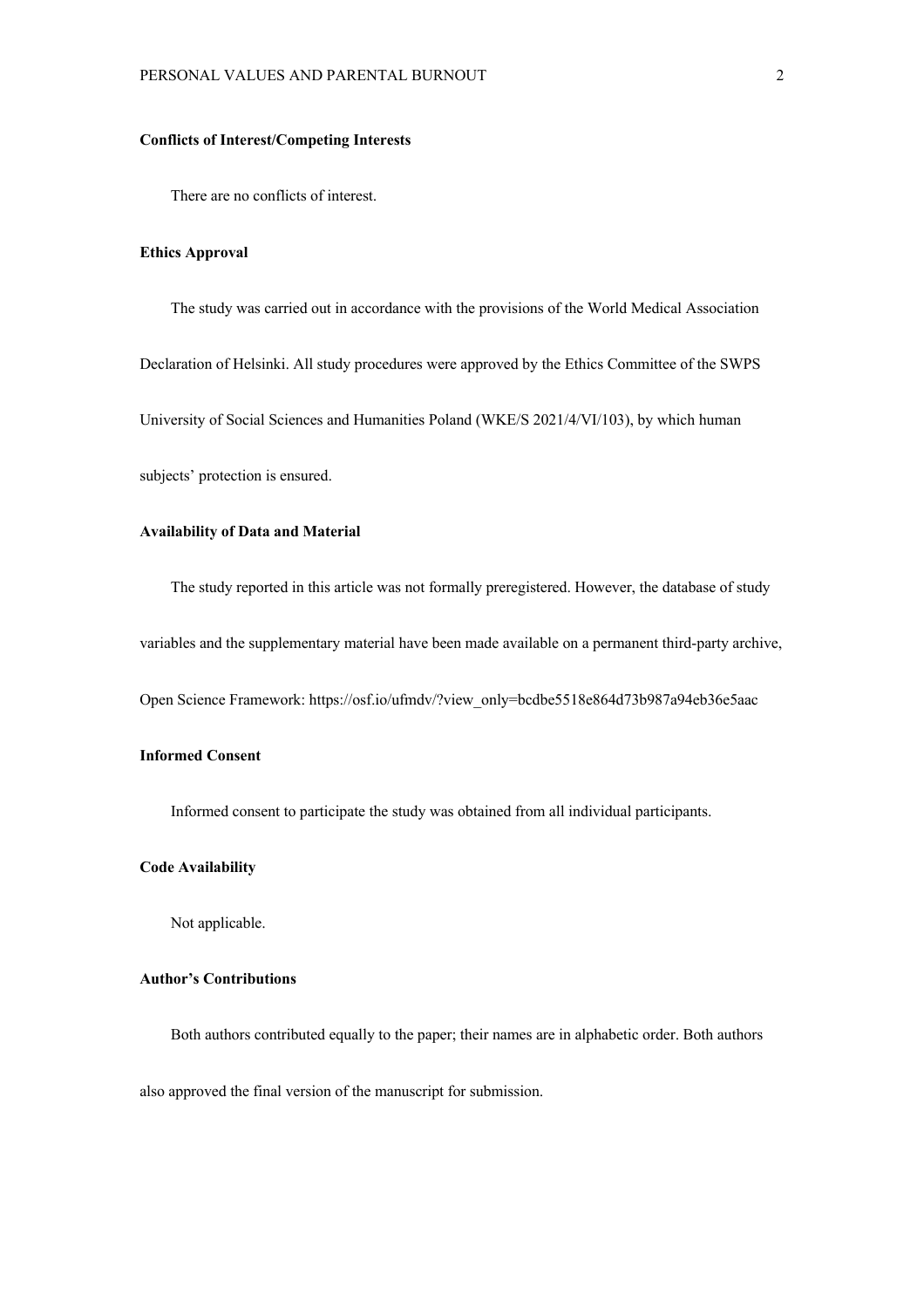**Conflicts of Interest/Competing Interests**

There are no conflicts of interest.

**Ethics Approval**

The study was carried out in accordance with the provisions of the World Medical Association Declaration of Helsinki. All study procedures were approved by the Ethics Committee of the SWPS University of Social Sciences and Humanities Poland (WKE/S 2021/4/VI/103), by which human subjects' protection is ensured.

**Availability of Data and Material**

The study reported in this article was not formally preregistered. However, the database of study variables and the supplementary material have been made available on a permanent third-party archive, Open Science Framework: https://osf.io/ufmdv/?view_only=bcdbe5518e864d73b987a94eb36e5aac

**Informed Consent**

Informed consent to participate the study was obtained from all individual participants.

**Code Availability**

Not applicable.

**Author's Contributions**

Both authors contributed equally to the paper; their names are in alphabetic order. Both authors also approved the final version of the manuscript for submission.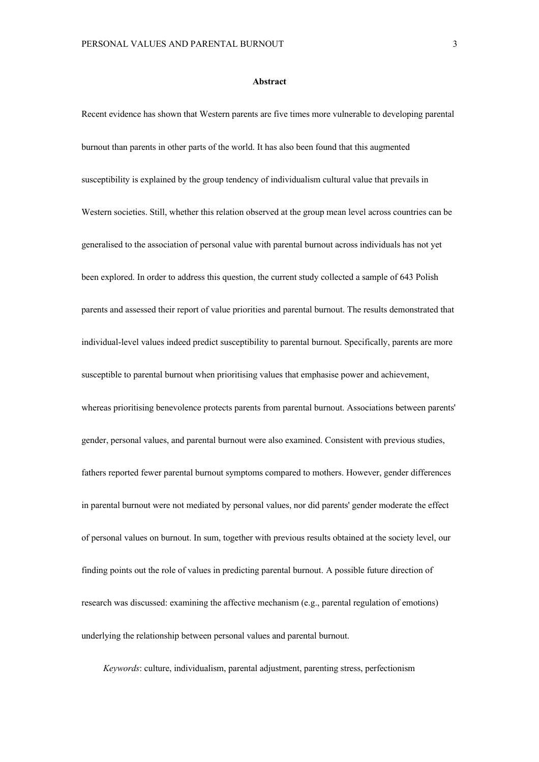## Abstract

Recent evidence has shown that Western parents are five times more vulnerable to developing parental burnout than parents in other parts of the world. It has also been found that this augmented susceptibility is explained by the group tendency of individualism cultural value that prevails in Western societies. Still, whether this relation observed at the group mean level across countries can be generalised to the association of personal value with parental burnout across individuals has not yet been explored. In order to address this question, the current study collected a sample of 643 Polish parents and assessed their report of value priorities and parental burnout. The results demonstrated that individual-level values indeed predict susceptibility to parental burnout. Specifically, parents are more susceptible to parental burnout when prioritising values that emphasise power and achievement, whereas prioritising benevolence protects parents from parental burnout. Associations between parents' gender, personal values, and parental burnout were also examined. Consistent with previous studies, fathers reported fewer parental burnout symptoms compared to mothers. However, gender differences in parental burnout were not mediated by personal values, nor did parents' gender moderate the effect of personal values on burnout. In sum, together with previous results obtained at the society level, our finding points out the role of values in predicting parental burnout. A possible future direction of research was discussed: examining the affective mechanism (e.g., parental regulation of emotions) underlying the relationship between personal values and parental burnout.

*Keywords*: culture, individualism, parental adjustment, parenting stress, perfectionism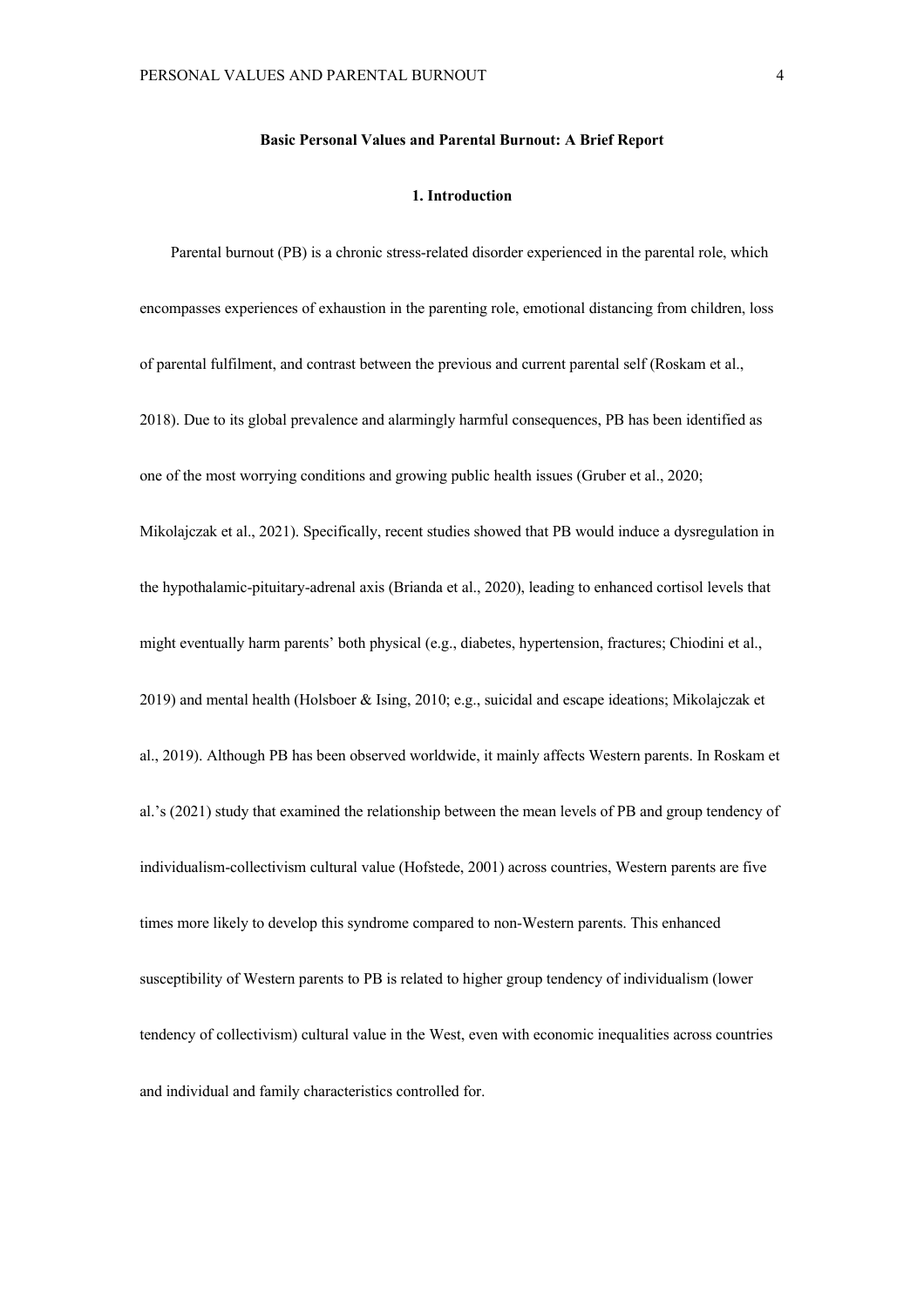**Basic Personal Values and Parental Burnout: A Brief Report**

## 1. Introduction

Parental burnout (PB) is a chronic stress-related disorder experienced in the parental role, which encompasses experiences of exhaustion in the parenting role, emotional distancing from children, loss of parental fulfilment, and contrast between the previous and current parental self (Roskam et al., 2018). Due to its global prevalence and alarmingly harmful consequences, PB has been identified as one of the most worrying conditions and growing public health issues (Gruber et al., 2020; Mikolajczak et al., 2021). Specifically, recent studies showed that PB would induce a dysregulation in the hypothalamic-pituitary-adrenal axis (Brianda et al., 2020), leading to enhanced cortisol levels that might eventually harm parents' both physical (e.g., diabetes, hypertension, fractures; Chiodini et al., 2019) and mental health (Holsboer & Ising, 2010; e.g., suicidal and escape ideations; Mikolajczak et al., 2019). Although PB has been observed worldwide, it mainly affects Western parents. In Roskam et al.'s (2021) study that examined the relationship between the mean levels of PB and group tendency of individualism-collectivism cultural value (Hofstede, 2001) across countries, Western parents are five times more likely to develop this syndrome compared to non-Western parents. This enhanced susceptibility of Western parents to PB is related to higher group tendency of individualism (lower tendency of collectivism) cultural value in the West, even with economic inequalities across countries and individual and family characteristics controlled for.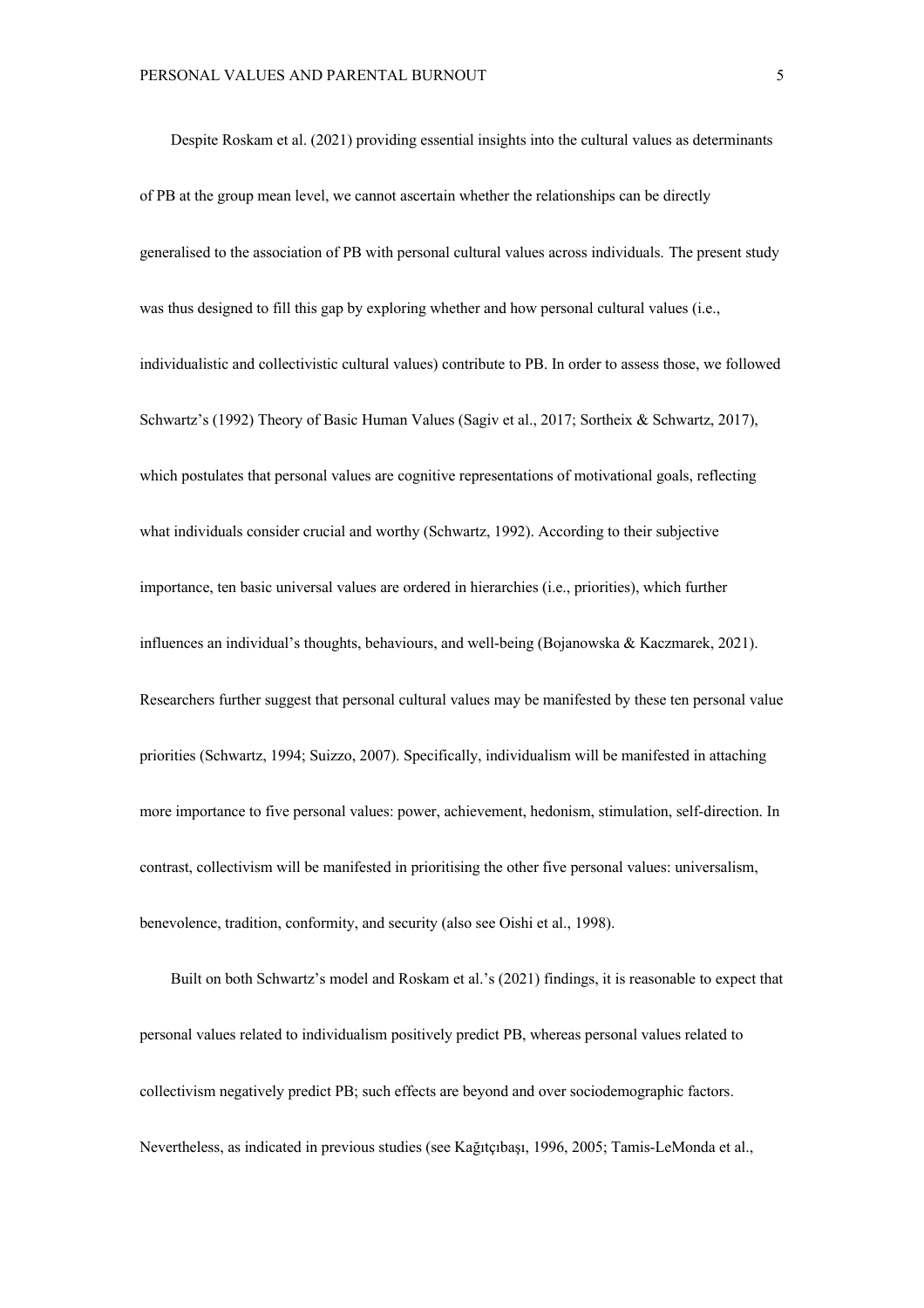Despite Roskam et al. (2021) providing essential insights into the cultural values as determinants of PB at the group mean level, we cannot ascertain whether the relationships can be directly generalised to the association of PB with personal cultural values across individuals. The present study was thus designed to fill this gap by exploring whether and how personal cultural values (i.e., individualistic and collectivistic cultural values) contribute to PB. In order to assess those, we followed Schwartz's (1992) Theory of Basic Human Values (Sagiv et al., 2017; Sortheix & Schwartz, 2017), which postulates that personal values are cognitive representations of motivational goals, reflecting what individuals consider crucial and worthy (Schwartz, 1992). According to their subjective importance, ten basic universal values are ordered in hierarchies (i.e., priorities), which further influences an individual's thoughts, behaviours, and well-being (Bojanowska & Kaczmarek, 2021). Researchers further suggest that personal cultural values may be manifested by these ten personal value priorities (Schwartz, 1994; Suizzo, 2007). Specifically, individualism will be manifested in attaching more importance to five personal values: power, achievement, hedonism, stimulation, self-direction. In contrast, collectivism will be manifested in prioritising the other five personal values: universalism, benevolence, tradition, conformity, and security (also see Oishi et al., 1998).

Built on both Schwartz's model and Roskam et al.'s (2021) findings, it is reasonable to expect that personal values related to individualism positively predict PB, whereas personal values related to collectivism negatively predict PB; such effects are beyond and over sociodemographic factors. Nevertheless, as indicated in previous studies (see Kağıtçıbaşı, 1996, 2005; Tamis-LeMonda et al.,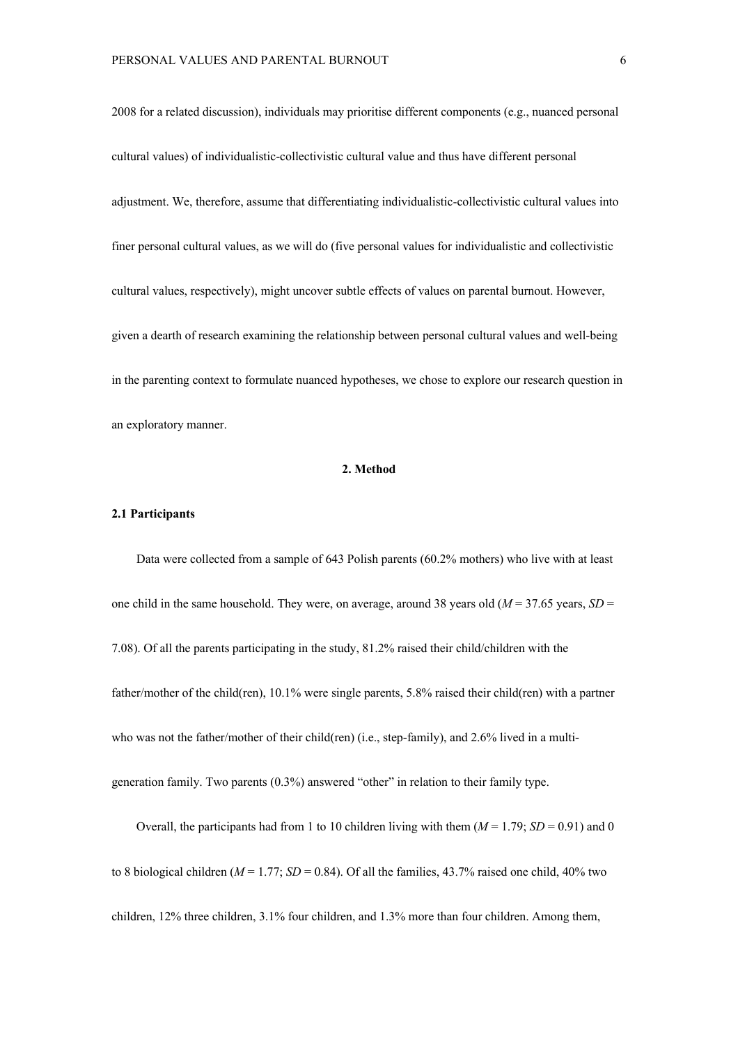2008 for a related discussion), individuals may prioritise different components (e.g., nuanced personal cultural values) of individualistic-collectivistic cultural value and thus have different personal adjustment. We, therefore, assume that differentiating individualistic-collectivistic cultural values into finer personal cultural values, as we will do (five personal values for individualistic and collectivistic cultural values, respectively), might uncover subtle effects of values on parental burnout. However, given a dearth of research examining the relationship between personal cultural values and well-being in the parenting context to formulate nuanced hypotheses, we chose to explore our research question in an exploratory manner.

## 2. Method

### 2.1 Participants

Data were collected from a sample of 643 Polish parents (60.2% mothers) who live with at least one child in the same household. They were, on average, around 38 years old (*M* = 37.65 years, *SD* = 7.08). Of all the parents participating in the study, 81.2% raised their child/children with the father/mother of the child(ren), 10.1% were single parents, 5.8% raised their child(ren) with a partner who was not the father/mother of their child(ren) (i.e., step-family), and 2.6% lived in a multi-generation family. Two parents (0.3%) answered "other" in relation to their family type.

Overall, the participants had from 1 to 10 children living with them (*M* = 1.79; *SD* = 0.91) and 0 to 8 biological children (*M* = 1.77; *SD* = 0.84). Of all the families, 43.7% raised one child, 40% two children, 12% three children, 3.1% four children, and 1.3% more than four children. Among them,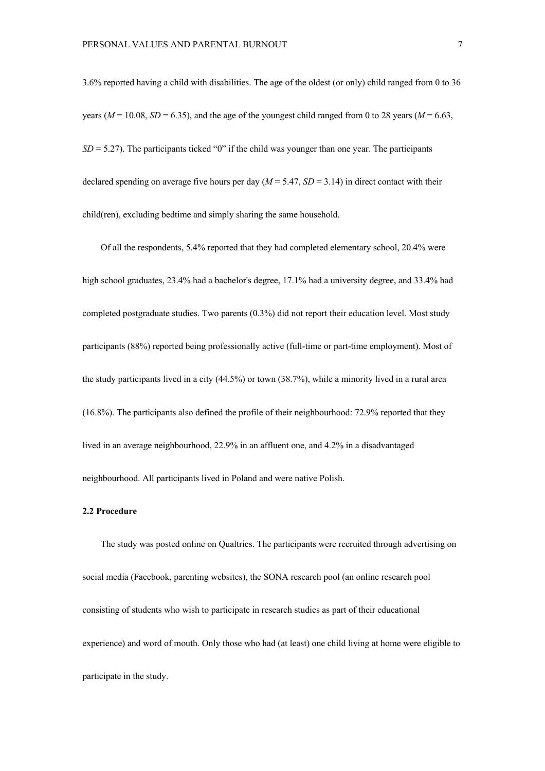3.6% reported having a child with disabilities. The age of the oldest (or only) child ranged from 0 to 36 years ($M$ = 10.08, $SD$ = 6.35), and the age of the youngest child ranged from 0 to 28 years ($M$ = 6.63, $SD$ = 5.27). The participants ticked "0" if the child was younger than one year. The participants declared spending on average five hours per day ($M$ = 5.47, $SD$ = 3.14) in direct contact with their child(ren), excluding bedtime and simply sharing the same household.

Of all the respondents, 5.4% reported that they had completed elementary school, 20.4% were high school graduates, 23.4% had a bachelor's degree, 17.1% had a university degree, and 33.4% had completed postgraduate studies. Two parents (0.3%) did not report their education level. Most study participants (88%) reported being professionally active (full-time or part-time employment). Most of the study participants lived in a city (44.5%) or town (38.7%), while a minority lived in a rural area (16.8%). The participants also defined the profile of their neighbourhood: 72.9% reported that they lived in an average neighbourhood, 22.9% in an affluent one, and 4.2% in a disadvantaged neighbourhood. All participants lived in Poland and were native Polish.

**2.2 Procedure**

The study was posted online on Qualtrics. The participants were recruited through advertising on social media (Facebook, parenting websites), the SONA research pool (an online research pool consisting of students who wish to participate in research studies as part of their educational experience) and word of mouth. Only those who had (at least) one child living at home were eligible to participate in the study.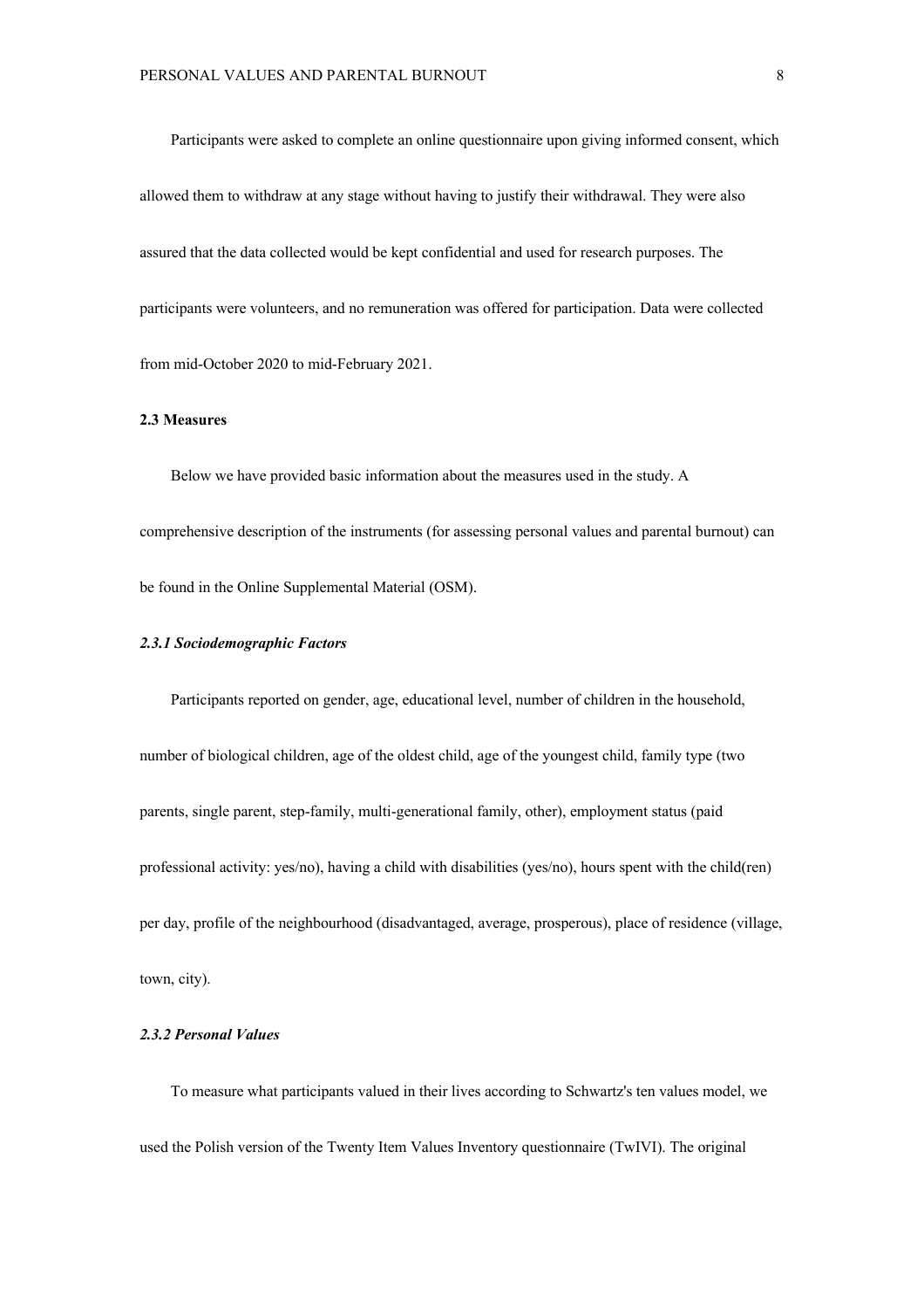Participants were asked to complete an online questionnaire upon giving informed consent, which allowed them to withdraw at any stage without having to justify their withdrawal. They were also assured that the data collected would be kept confidential and used for research purposes. The participants were volunteers, and no remuneration was offered for participation. Data were collected from mid-October 2020 to mid-February 2021.

### 2.3 Measures

Below we have provided basic information about the measures used in the study. A comprehensive description of the instruments (for assessing personal values and parental burnout) can be found in the Online Supplemental Material (OSM).

#### *2.3.1 Sociodemographic Factors*

Participants reported on gender, age, educational level, number of children in the household, number of biological children, age of the oldest child, age of the youngest child, family type (two parents, single parent, step-family, multi-generational family, other), employment status (paid professional activity: yes/no), having a child with disabilities (yes/no), hours spent with the child(ren) per day, profile of the neighbourhood (disadvantaged, average, prosperous), place of residence (village, town, city).

#### *2.3.2 Personal Values*

To measure what participants valued in their lives according to Schwartz's ten values model, we used the Polish version of the Twenty Item Values Inventory questionnaire (TwIVI). The original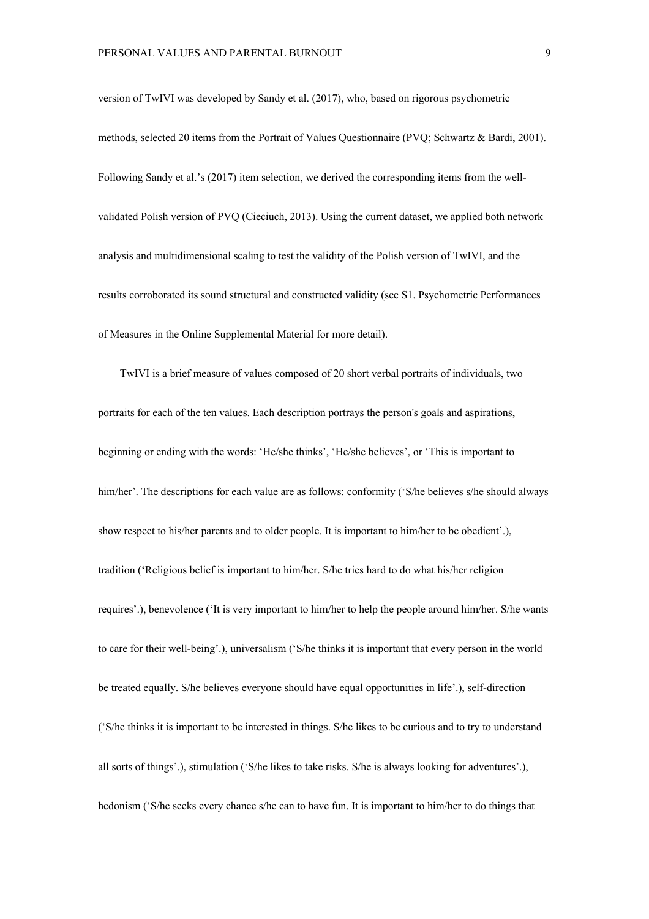version of TwIVI was developed by Sandy et al. (2017), who, based on rigorous psychometric methods, selected 20 items from the Portrait of Values Questionnaire (PVQ; Schwartz & Bardi, 2001). Following Sandy et al.'s (2017) item selection, we derived the corresponding items from the well-validated Polish version of PVQ (Cieciuch, 2013). Using the current dataset, we applied both network analysis and multidimensional scaling to test the validity of the Polish version of TwIVI, and the results corroborated its sound structural and constructed validity (see S1. Psychometric Performances of Measures in the Online Supplemental Material for more detail).

TwIVI is a brief measure of values composed of 20 short verbal portraits of individuals, two portraits for each of the ten values. Each description portrays the person's goals and aspirations, beginning or ending with the words: 'He/she thinks', 'He/she believes', or 'This is important to him/her'. The descriptions for each value are as follows: conformity ('S/he believes s/he should always show respect to his/her parents and to older people. It is important to him/her to be obedient'.), tradition ('Religious belief is important to him/her. S/he tries hard to do what his/her religion requires'.), benevolence ('It is very important to him/her to help the people around him/her. S/he wants to care for their well-being'.), universalism ('S/he thinks it is important that every person in the world be treated equally. S/he believes everyone should have equal opportunities in life'.), self-direction ('S/he thinks it is important to be interested in things. S/he likes to be curious and to try to understand all sorts of things'.), stimulation ('S/he likes to take risks. S/he is always looking for adventures'.), hedonism ('S/he seeks every chance s/he can to have fun. It is important to him/her to do things that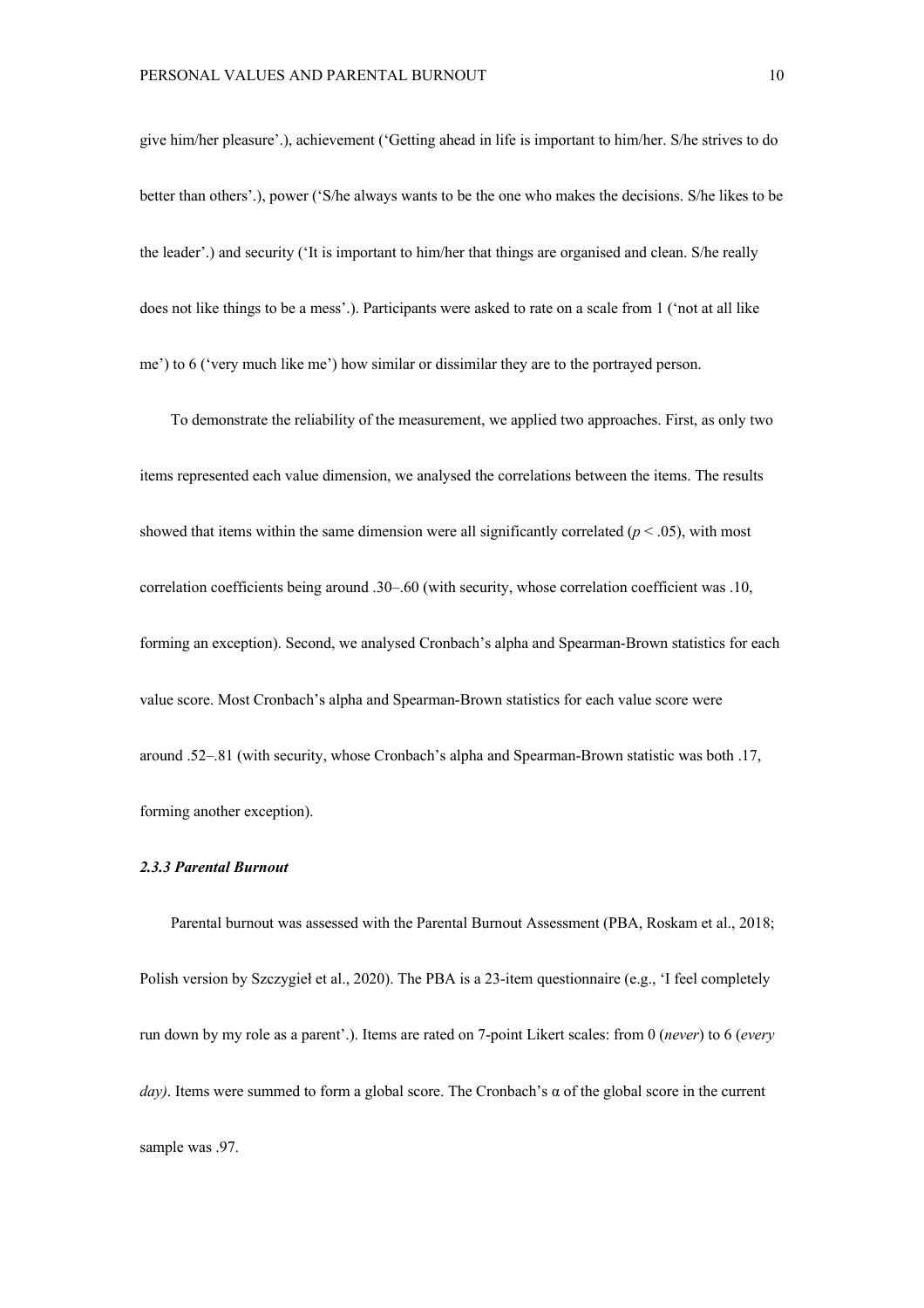give him/her pleasure'.), achievement ('Getting ahead in life is important to him/her. S/he strives to do better than others'.), power ('S/he always wants to be the one who makes the decisions. S/he likes to be the leader'.) and security ('It is important to him/her that things are organised and clean. S/he really does not like things to be a mess'.). Participants were asked to rate on a scale from 1 ('not at all like me') to 6 ('very much like me') how similar or dissimilar they are to the portrayed person.

To demonstrate the reliability of the measurement, we applied two approaches. First, as only two items represented each value dimension, we analysed the correlations between the items. The results showed that items within the same dimension were all significantly correlated ($p < .05$), with most correlation coefficients being around .30–.60 (with security, whose correlation coefficient was .10, forming an exception). Second, we analysed Cronbach's alpha and Spearman-Brown statistics for each value score. Most Cronbach's alpha and Spearman-Brown statistics for each value score were around .52–.81 (with security, whose Cronbach's alpha and Spearman-Brown statistic was both .17, forming another exception).

### *2.3.3 Parental Burnout*

Parental burnout was assessed with the Parental Burnout Assessment (PBA, Roskam et al., 2018; Polish version by Szczygieł et al., 2020). The PBA is a 23-item questionnaire (e.g., 'I feel completely run down by my role as a parent'.). Items are rated on 7-point Likert scales: from 0 (*never*) to 6 (*every day)*. Items were summed to form a global score. The Cronbach's $\alpha$ of the global score in the current sample was .97.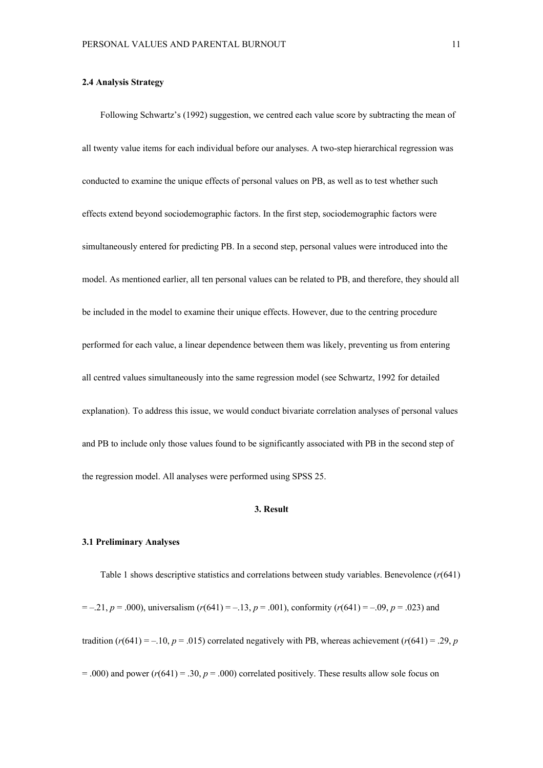### 2.4 Analysis Strategy

Following Schwartz's (1992) suggestion, we centred each value score by subtracting the mean of all twenty value items for each individual before our analyses. A two-step hierarchical regression was conducted to examine the unique effects of personal values on PB, as well as to test whether such effects extend beyond sociodemographic factors. In the first step, sociodemographic factors were simultaneously entered for predicting PB. In a second step, personal values were introduced into the model. As mentioned earlier, all ten personal values can be related to PB, and therefore, they should all be included in the model to examine their unique effects. However, due to the centring procedure performed for each value, a linear dependence between them was likely, preventing us from entering all centred values simultaneously into the same regression model (see Schwartz, 1992 for detailed explanation). To address this issue, we would conduct bivariate correlation analyses of personal values and PB to include only those values found to be significantly associated with PB in the second step of the regression model. All analyses were performed using SPSS 25.

## 3. Result

### 3.1 Preliminary Analyses

Table 1 shows descriptive statistics and correlations between study variables. Benevolence ($r(641) = –.21$, $p = .000$), universalism ($r(641) = –.13$, $p = .001$), conformity ($r(641) = –.09$, $p = .023$) and tradition ($r(641) = –.10$, $p = .015$) correlated negatively with PB, whereas achievement ($r(641) = .29$, $p = .000$) and power ($r(641) = .30$, $p = .000$) correlated positively. These results allow sole focus on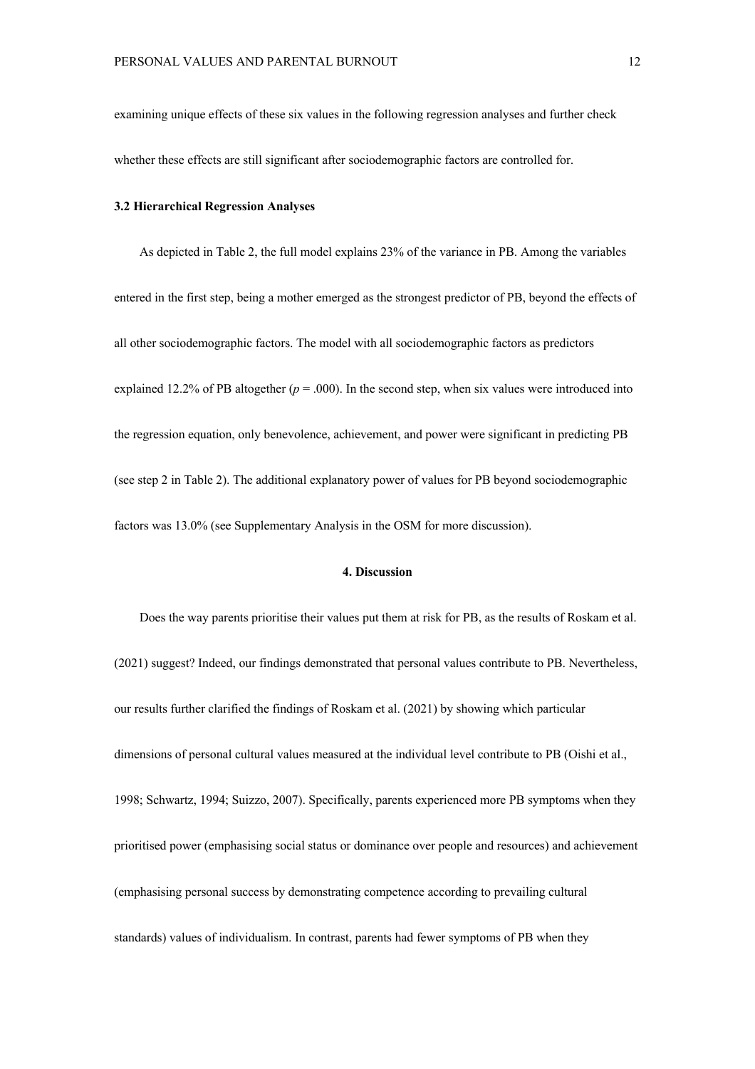examining unique effects of these six values in the following regression analyses and further check whether these effects are still significant after sociodemographic factors are controlled for.

### 3.2 Hierarchical Regression Analyses

As depicted in Table 2, the full model explains 23% of the variance in PB. Among the variables entered in the first step, being a mother emerged as the strongest predictor of PB, beyond the effects of all other sociodemographic factors. The model with all sociodemographic factors as predictors explained 12.2% of PB altogether ($p = .000$). In the second step, when six values were introduced into the regression equation, only benevolence, achievement, and power were significant in predicting PB (see step 2 in Table 2). The additional explanatory power of values for PB beyond sociodemographic factors was 13.0% (see Supplementary Analysis in the OSM for more discussion).

## 4. Discussion

Does the way parents prioritise their values put them at risk for PB, as the results of Roskam et al. (2021) suggest? Indeed, our findings demonstrated that personal values contribute to PB. Nevertheless, our results further clarified the findings of Roskam et al. (2021) by showing which particular dimensions of personal cultural values measured at the individual level contribute to PB (Oishi et al., 1998; Schwartz, 1994; Suizzo, 2007). Specifically, parents experienced more PB symptoms when they prioritised power (emphasising social status or dominance over people and resources) and achievement (emphasising personal success by demonstrating competence according to prevailing cultural standards) values of individualism. In contrast, parents had fewer symptoms of PB when they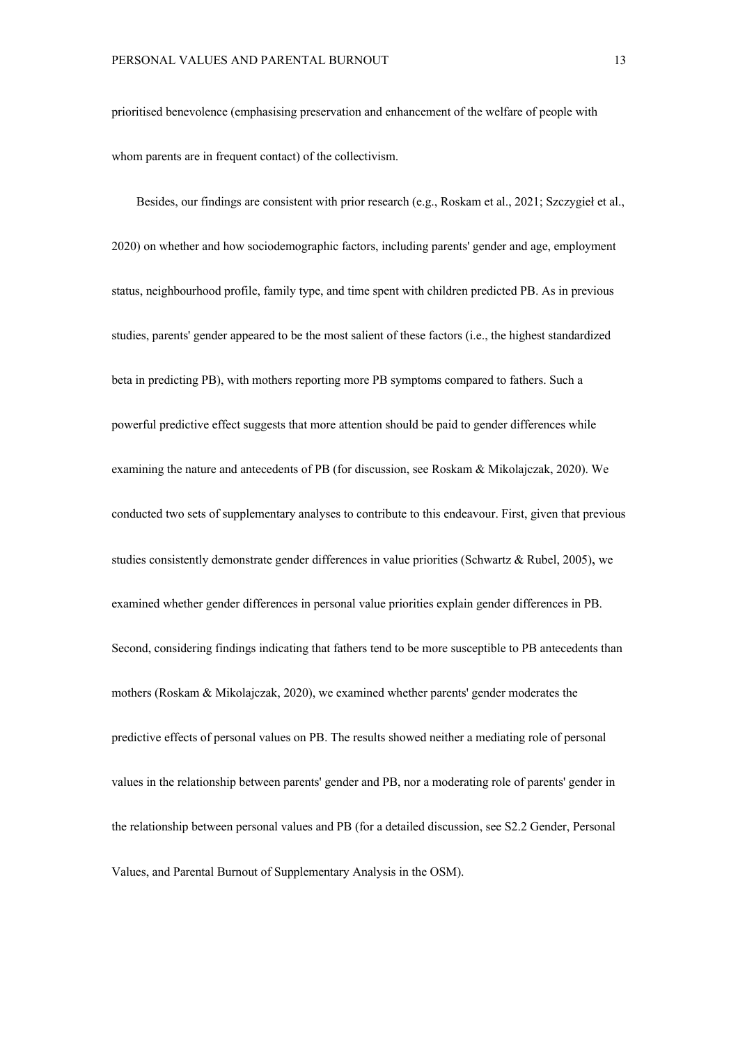prioritised benevolence (emphasising preservation and enhancement of the welfare of people with whom parents are in frequent contact) of the collectivism.

Besides, our findings are consistent with prior research (e.g., Roskam et al., 2021; Szczygieł et al., 2020) on whether and how sociodemographic factors, including parents' gender and age, employment status, neighbourhood profile, family type, and time spent with children predicted PB. As in previous studies, parents' gender appeared to be the most salient of these factors (i.e., the highest standardized beta in predicting PB), with mothers reporting more PB symptoms compared to fathers. Such a powerful predictive effect suggests that more attention should be paid to gender differences while examining the nature and antecedents of PB (for discussion, see Roskam & Mikolajczak, 2020). We conducted two sets of supplementary analyses to contribute to this endeavour. First, given that previous studies consistently demonstrate gender differences in value priorities (Schwartz & Rubel, 2005), we examined whether gender differences in personal value priorities explain gender differences in PB. Second, considering findings indicating that fathers tend to be more susceptible to PB antecedents than mothers (Roskam & Mikolajczak, 2020), we examined whether parents' gender moderates the predictive effects of personal values on PB. The results showed neither a mediating role of personal values in the relationship between parents' gender and PB, nor a moderating role of parents' gender in the relationship between personal values and PB (for a detailed discussion, see S2.2 Gender, Personal Values, and Parental Burnout of Supplementary Analysis in the OSM).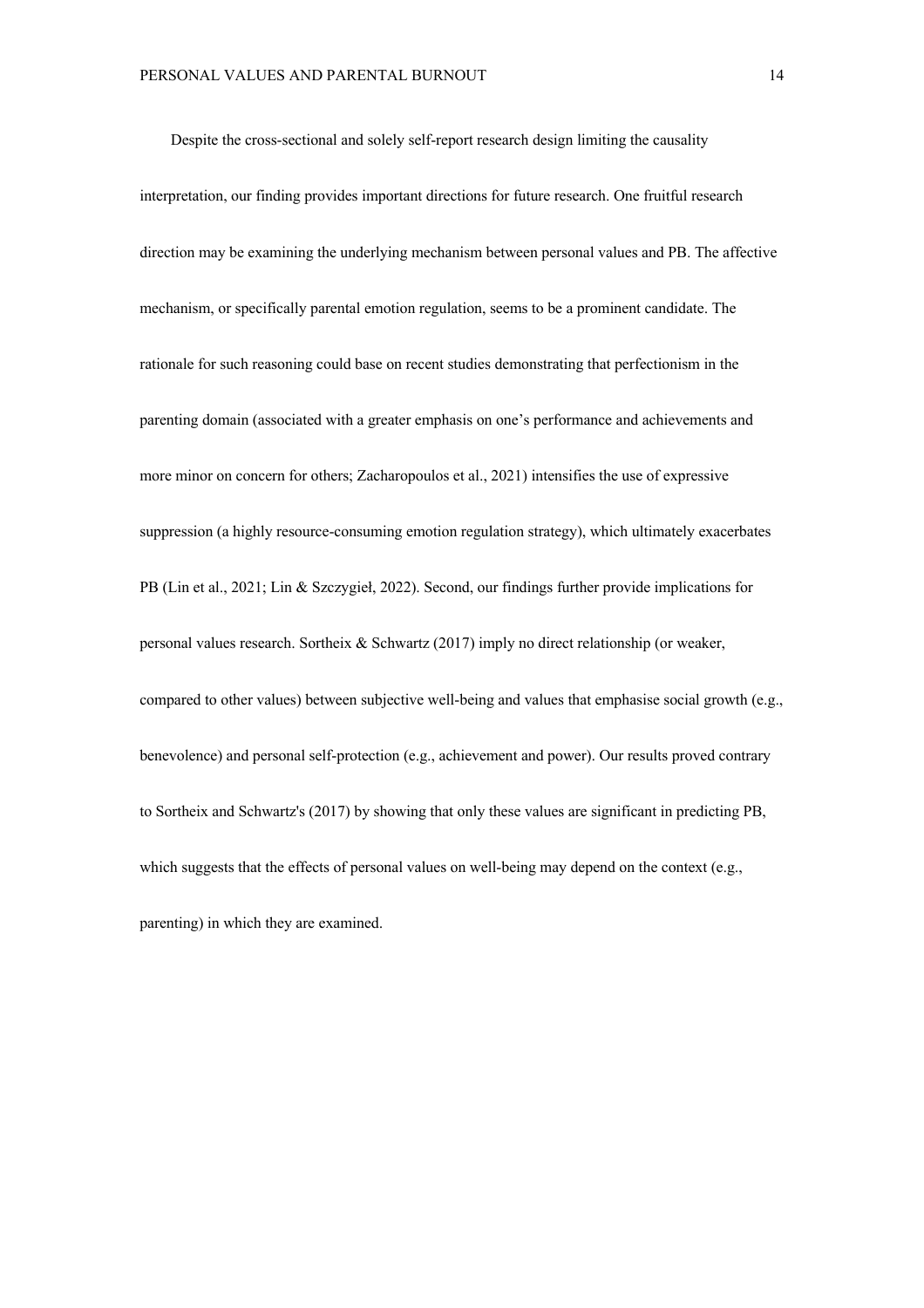Despite the cross-sectional and solely self-report research design limiting the causality interpretation, our finding provides important directions for future research. One fruitful research direction may be examining the underlying mechanism between personal values and PB. The affective mechanism, or specifically parental emotion regulation, seems to be a prominent candidate. The rationale for such reasoning could base on recent studies demonstrating that perfectionism in the parenting domain (associated with a greater emphasis on one's performance and achievements and more minor on concern for others; Zacharopoulos et al., 2021) intensifies the use of expressive suppression (a highly resource-consuming emotion regulation strategy), which ultimately exacerbates PB (Lin et al., 2021; Lin & Szczygieł, 2022). Second, our findings further provide implications for personal values research. Sortheix & Schwartz (2017) imply no direct relationship (or weaker, compared to other values) between subjective well-being and values that emphasise social growth (e.g., benevolence) and personal self-protection (e.g., achievement and power). Our results proved contrary to Sortheix and Schwartz's (2017) by showing that only these values are significant in predicting PB, which suggests that the effects of personal values on well-being may depend on the context (e.g., parenting) in which they are examined.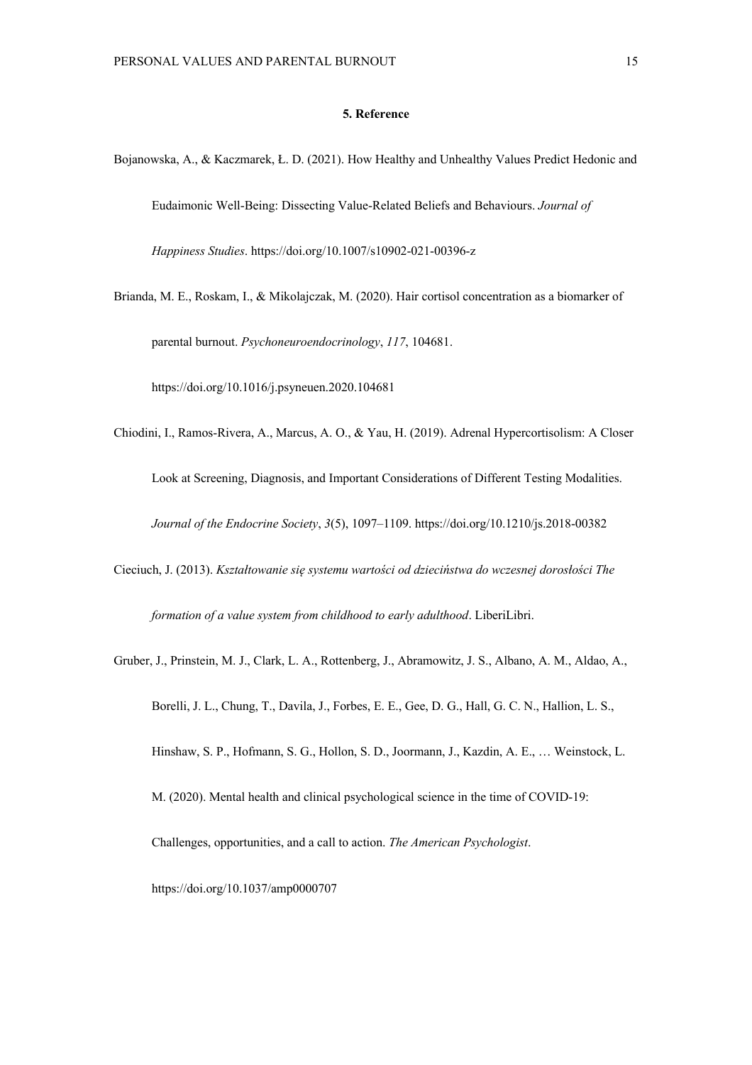## 5. Reference

Bojanowska, A., & Kaczmarek, Ł. D. (2021). How Healthy and Unhealthy Values Predict Hedonic and Eudaimonic Well-Being: Dissecting Value-Related Beliefs and Behaviours. *Journal of Happiness Studies*. https://doi.org/10.1007/s10902-021-00396-z

Brianda, M. E., Roskam, I., & Mikolajczak, M. (2020). Hair cortisol concentration as a biomarker of parental burnout. *Psychoneuroendocrinology*, *117*, 104681. https://doi.org/10.1016/j.psyneuen.2020.104681

Chiodini, I., Ramos-Rivera, A., Marcus, A. O., & Yau, H. (2019). Adrenal Hypercortisolism: A Closer Look at Screening, Diagnosis, and Important Considerations of Different Testing Modalities. *Journal of the Endocrine Society*, *3*(5), 1097–1109. https://doi.org/10.1210/js.2018-00382

Cieciuch, J. (2013). *Kształtowanie się systemu wartości od dzieciństwa do wczesnej dorosłości The formation of a value system from childhood to early adulthood*. LiberiLibri.

Gruber, J., Prinstein, M. J., Clark, L. A., Rottenberg, J., Abramowitz, J. S., Albano, A. M., Aldao, A., Borelli, J. L., Chung, T., Davila, J., Forbes, E. E., Gee, D. G., Hall, G. C. N., Hallion, L. S., Hinshaw, S. P., Hofmann, S. G., Hollon, S. D., Joormann, J., Kazdin, A. E., … Weinstock, L. M. (2020). Mental health and clinical psychological science in the time of COVID-19: Challenges, opportunities, and a call to action. *The American Psychologist*. https://doi.org/10.1037/amp0000707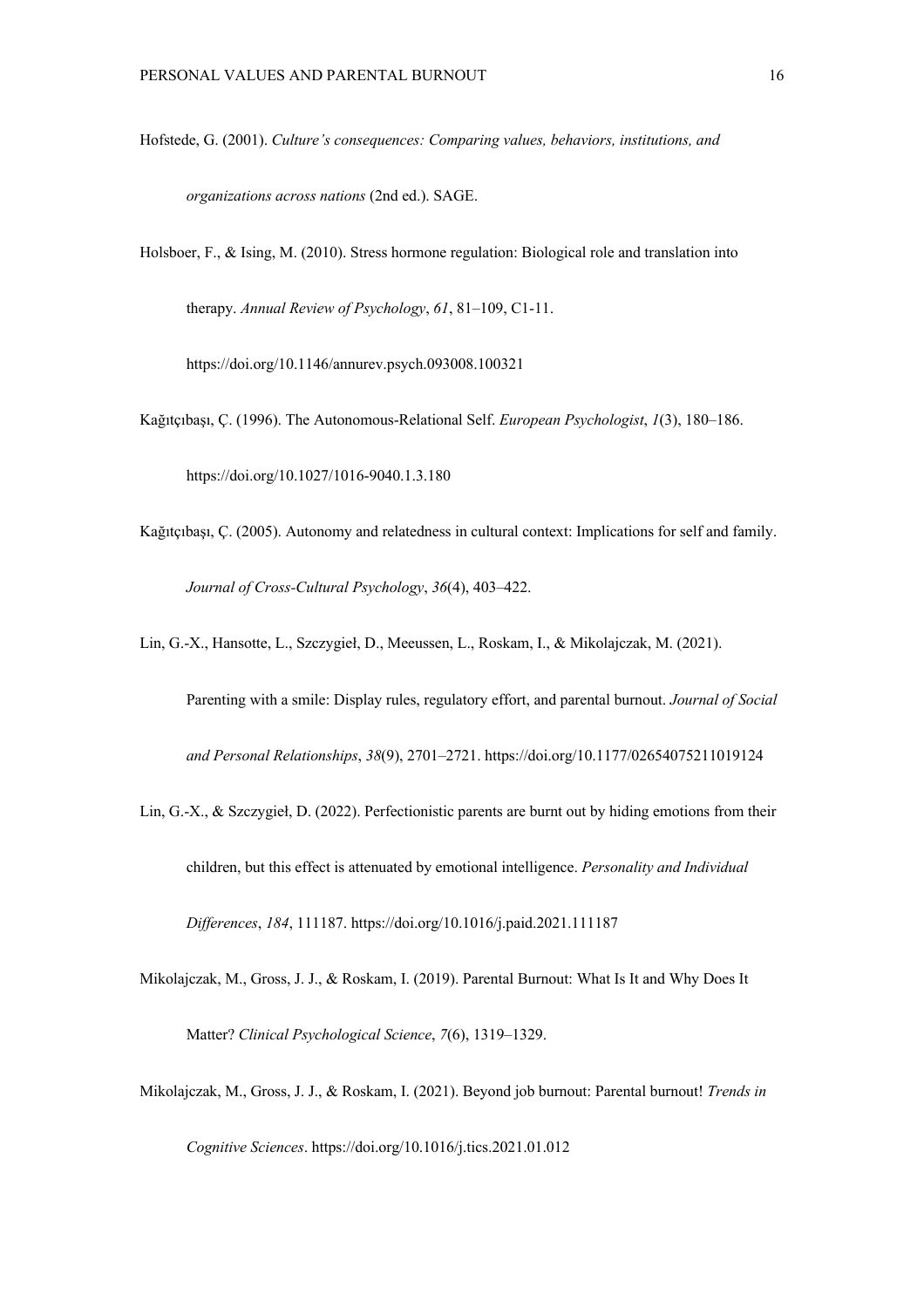Hofstede, G. (2001). *Culture's consequences: Comparing values, behaviors, institutions, and organizations across nations* (2nd ed.). SAGE.

Holsboer, F., & Ising, M. (2010). Stress hormone regulation: Biological role and translation into therapy. *Annual Review of Psychology*, *61*, 81–109, C1-11. https://doi.org/10.1146/annurev.psych.093008.100321

Kağıtçıbaşı, Ç. (1996). The Autonomous-Relational Self. *European Psychologist*, *1*(3), 180–186. https://doi.org/10.1027/1016-9040.1.3.180

Kağıtçıbaşı, Ç. (2005). Autonomy and relatedness in cultural context: Implications for self and family. *Journal of Cross-Cultural Psychology*, *36*(4), 403–422.

Lin, G.-X., Hansotte, L., Szczygieł, D., Meeussen, L., Roskam, I., & Mikolajczak, M. (2021). Parenting with a smile: Display rules, regulatory effort, and parental burnout. *Journal of Social and Personal Relationships*, *38*(9), 2701–2721. https://doi.org/10.1177/02654075211019124

Lin, G.-X., & Szczygieł, D. (2022). Perfectionistic parents are burnt out by hiding emotions from their children, but this effect is attenuated by emotional intelligence. *Personality and Individual Differences*, *184*, 111187. https://doi.org/10.1016/j.paid.2021.111187

Mikolajczak, M., Gross, J. J., & Roskam, I. (2019). Parental Burnout: What Is It and Why Does It Matter? *Clinical Psychological Science*, *7*(6), 1319–1329.

Mikolajczak, M., Gross, J. J., & Roskam, I. (2021). Beyond job burnout: Parental burnout! *Trends in Cognitive Sciences*. https://doi.org/10.1016/j.tics.2021.01.012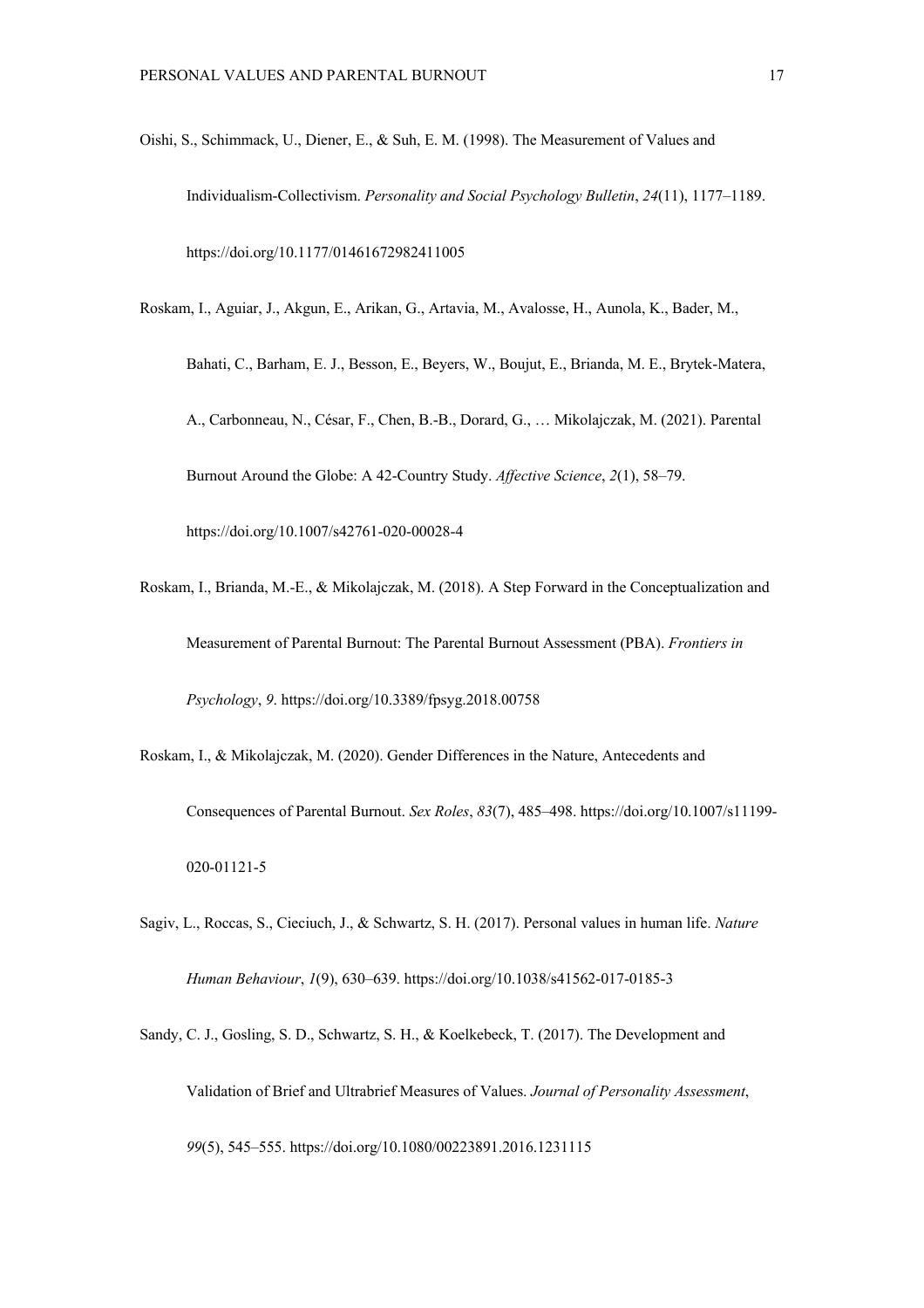Oishi, S., Schimmack, U., Diener, E., & Suh, E. M. (1998). The Measurement of Values and Individualism-Collectivism. *Personality and Social Psychology Bulletin*, *24*(11), 1177–1189. https://doi.org/10.1177/01461672982411005

Roskam, I., Aguiar, J., Akgun, E., Arikan, G., Artavia, M., Avalosse, H., Aunola, K., Bader, M., Bahati, C., Barham, E. J., Besson, E., Beyers, W., Boujut, E., Brianda, M. E., Brytek-Matera, A., Carbonneau, N., César, F., Chen, B.-B., Dorard, G., … Mikolajczak, M. (2021). Parental Burnout Around the Globe: A 42-Country Study. *Affective Science*, *2*(1), 58–79. https://doi.org/10.1007/s42761-020-00028-4

Roskam, I., Brianda, M.-E., & Mikolajczak, M. (2018). A Step Forward in the Conceptualization and Measurement of Parental Burnout: The Parental Burnout Assessment (PBA). *Frontiers in Psychology*, *9*. https://doi.org/10.3389/fpsyg.2018.00758

Roskam, I., & Mikolajczak, M. (2020). Gender Differences in the Nature, Antecedents and Consequences of Parental Burnout. *Sex Roles*, *83*(7), 485–498. https://doi.org/10.1007/s11199-020-01121-5

Sagiv, L., Roccas, S., Cieciuch, J., & Schwartz, S. H. (2017). Personal values in human life. *Nature Human Behaviour*, *1*(9), 630–639. https://doi.org/10.1038/s41562-017-0185-3

Sandy, C. J., Gosling, S. D., Schwartz, S. H., & Koelkebeck, T. (2017). The Development and Validation of Brief and Ultrabrief Measures of Values. *Journal of Personality Assessment*, *99*(5), 545–555. https://doi.org/10.1080/00223891.2016.1231115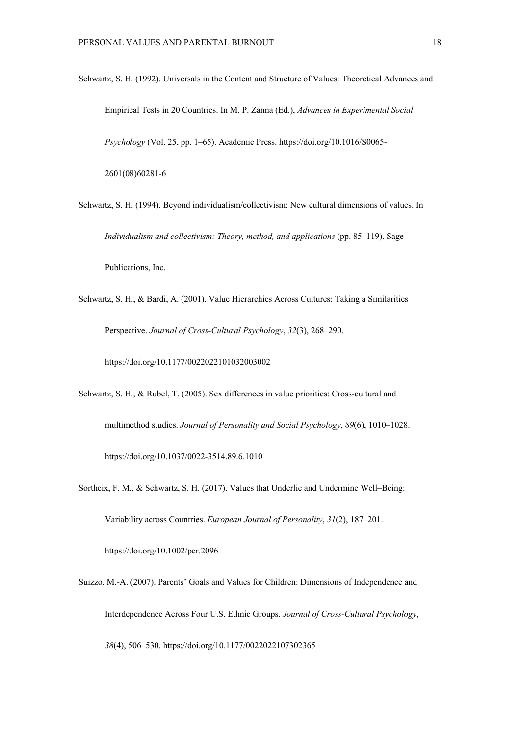Schwartz, S. H. (1992). Universals in the Content and Structure of Values: Theoretical Advances and Empirical Tests in 20 Countries. In M. P. Zanna (Ed.), *Advances in Experimental Social Psychology* (Vol. 25, pp. 1–65). Academic Press. https://doi.org/10.1016/S0065-2601(08)60281-6

Schwartz, S. H. (1994). Beyond individualism/collectivism: New cultural dimensions of values. In *Individualism and collectivism: Theory, method, and applications* (pp. 85–119). Sage Publications, Inc.

Schwartz, S. H., & Bardi, A. (2001). Value Hierarchies Across Cultures: Taking a Similarities Perspective. *Journal of Cross-Cultural Psychology*, *32*(3), 268–290. https://doi.org/10.1177/0022022101032003002

Schwartz, S. H., & Rubel, T. (2005). Sex differences in value priorities: Cross-cultural and multimethod studies. *Journal of Personality and Social Psychology*, *89*(6), 1010–1028. https://doi.org/10.1037/0022-3514.89.6.1010

Sortheix, F. M., & Schwartz, S. H. (2017). Values that Underlie and Undermine Well–Being: Variability across Countries. *European Journal of Personality*, *31*(2), 187–201. https://doi.org/10.1002/per.2096

Suizzo, M.-A. (2007). Parents' Goals and Values for Children: Dimensions of Independence and Interdependence Across Four U.S. Ethnic Groups. *Journal of Cross-Cultural Psychology*, *38*(4), 506–530. https://doi.org/10.1177/0022022107302365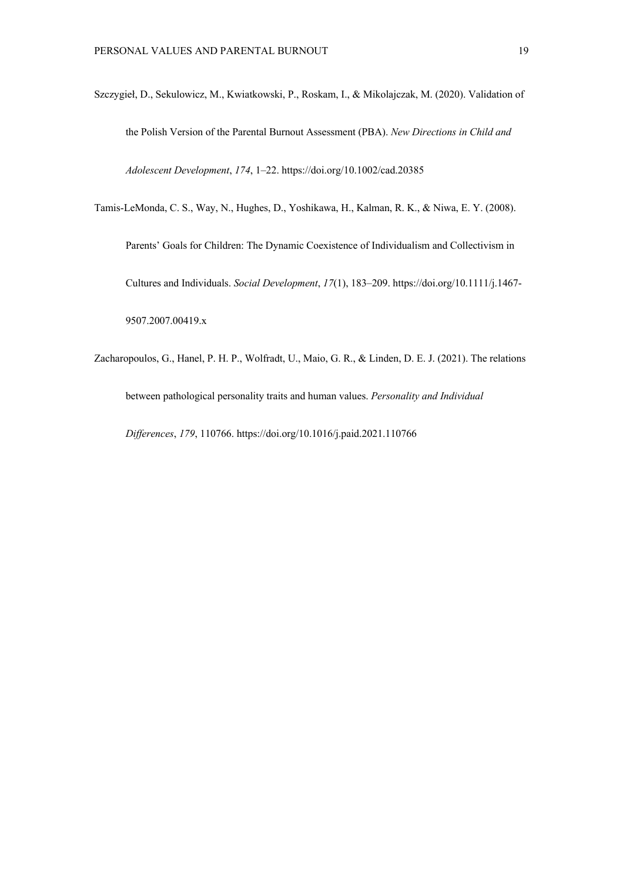Szczygieł, D., Sekulowicz, M., Kwiatkowski, P., Roskam, I., & Mikolajczak, M. (2020). Validation of the Polish Version of the Parental Burnout Assessment (PBA). *New Directions in Child and Adolescent Development*, *174*, 1–22. https://doi.org/10.1002/cad.20385

Tamis-LeMonda, C. S., Way, N., Hughes, D., Yoshikawa, H., Kalman, R. K., & Niwa, E. Y. (2008). Parents' Goals for Children: The Dynamic Coexistence of Individualism and Collectivism in Cultures and Individuals. *Social Development*, *17*(1), 183–209. https://doi.org/10.1111/j.1467-9507.2007.00419.x

Zacharopoulos, G., Hanel, P. H. P., Wolfradt, U., Maio, G. R., & Linden, D. E. J. (2021). The relations between pathological personality traits and human values. *Personality and Individual Differences*, *179*, 110766. https://doi.org/10.1016/j.paid.2021.110766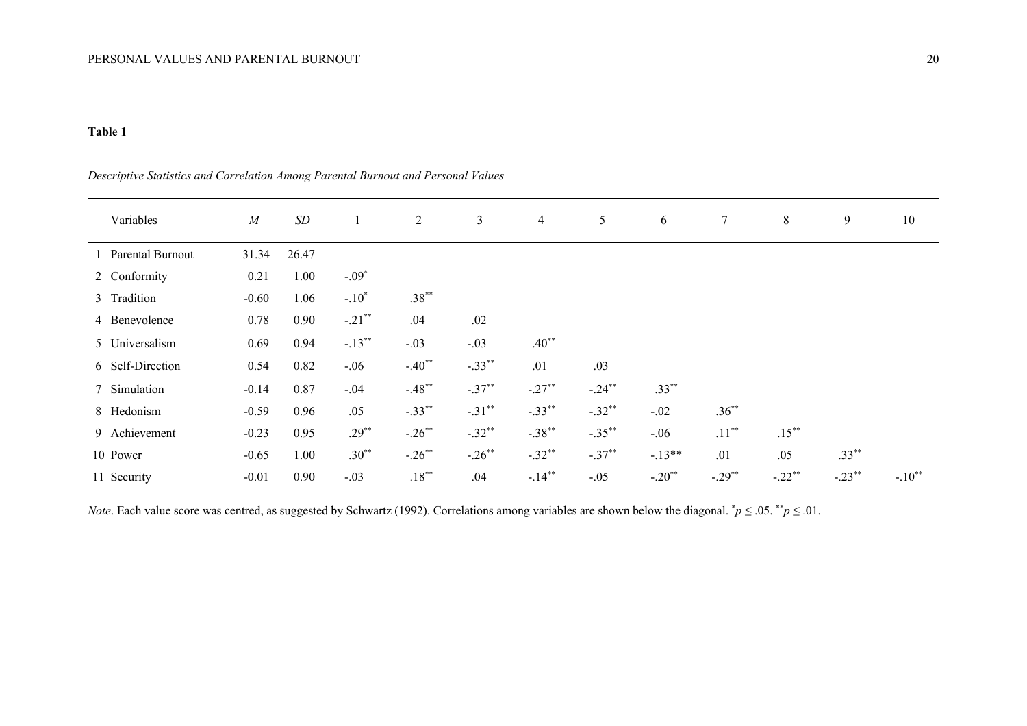**Table 1**

*Descriptive Statistics and Correlation Among Parental Burnout and Personal Values*

| | Variables | *M* | *SD* | 1 | 2 | 3 | 4 | 5 | 6 | 7 | 8 | 9 | 10 |
|---|---|---|---|---|---|---|---|---|---|---|---|---|---|
| 1 | Parental Burnout | 31.34 | 26.47 | | | | | | | | | | |
| 2 | Conformity | 0.21 | 1.00 | -.09* | | | | | | | | | |
| 3 | Tradition | -0.60 | 1.06 | -.10* | .38** | | | | | | | | |
| 4 | Benevolence | 0.78 | 0.90 | -.21** | .04 | .02 | | | | | | | |
| 5 | Universalism | 0.69 | 0.94 | -.13** | -.03 | -.03 | .40** | | | | | | |
| 6 | Self-Direction | 0.54 | 0.82 | -.06 | -.40** | -.33** | .01 | .03 | | | | | |
| 7 | Simulation | -0.14 | 0.87 | -.04 | -.48** | -.37** | -.27** | -.24** | .33** | | | | |
| 8 | Hedonism | -0.59 | 0.96 | .05 | -.33** | -.31** | -.33** | -.32** | -.02 | .36** | | | |
| 9 | Achievement | -0.23 | 0.95 | .29** | -.26** | -.32** | -.38** | -.35** | -.06 | .11** | .15** | | |
| 10 | Power | -0.65 | 1.00 | .30** | -.26** | -.26** | -.32** | -.37** | -.13** | .01 | .05 | .33** | |
| 11 | Security | -0.01 | 0.90 | -.03 | .18** | .04 | -.14** | -.05 | -.20** | -.29** | -.22** | -.23** | -.10** |

*Note*. Each value score was centred, as suggested by Schwartz (1992). Correlations among variables are shown below the diagonal. *$p \leq .05$. **$p \leq .01$.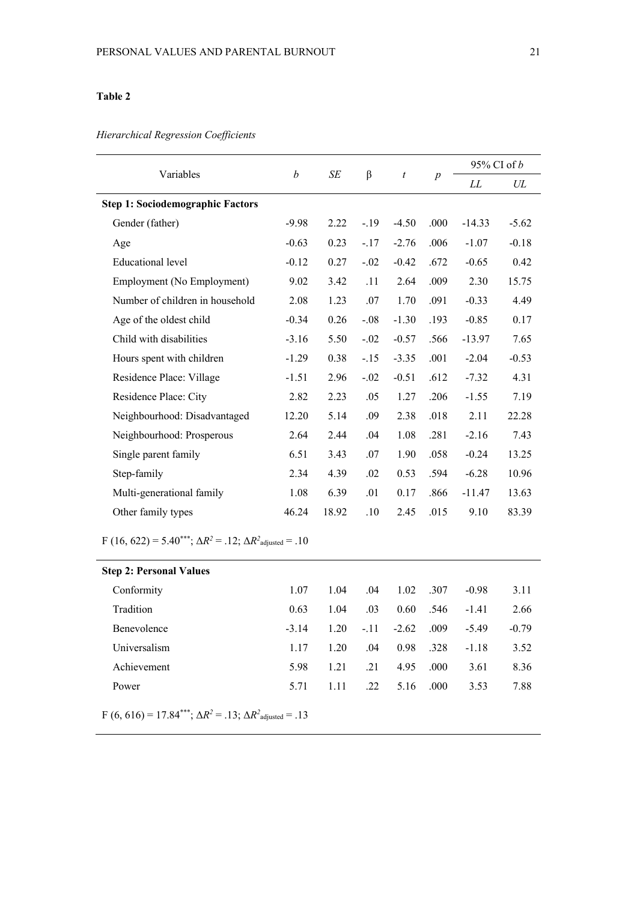**Table 2**

*Hierarchical Regression Coefficients*

| Variables | *b* | *SE* | β | *t* | *p* | 95% CI of *b* | |
|---|---|---|---|---|---|---|---|
| | | | | | | *LL* | *UL* |
| **Step 1: Sociodemographic Factors** | | | | | | | |
| Gender (father) | -9.98 | 2.22 | -.19 | -4.50 | .000 | -14.33 | -5.62 |
| Age | -0.63 | 0.23 | -.17 | -2.76 | .006 | -1.07 | -0.18 |
| Educational level | -0.12 | 0.27 | -.02 | -0.42 | .672 | -0.65 | 0.42 |
| Employment (No Employment) | 9.02 | 3.42 | .11 | 2.64 | .009 | 2.30 | 15.75 |
| Number of children in household | 2.08 | 1.23 | .07 | 1.70 | .091 | -0.33 | 4.49 |
| Age of the oldest child | -0.34 | 0.26 | -.08 | -1.30 | .193 | -0.85 | 0.17 |
| Child with disabilities | -3.16 | 5.50 | -.02 | -0.57 | .566 | -13.97 | 7.65 |
| Hours spent with children | -1.29 | 0.38 | -.15 | -3.35 | .001 | -2.04 | -0.53 |
| Residence Place: Village | -1.51 | 2.96 | -.02 | -0.51 | .612 | -7.32 | 4.31 |
| Residence Place: City | 2.82 | 2.23 | .05 | 1.27 | .206 | -1.55 | 7.19 |
| Neighbourhood: Disadvantaged | 12.20 | 5.14 | .09 | 2.38 | .018 | 2.11 | 22.28 |
| Neighbourhood: Prosperous | 2.64 | 2.44 | .04 | 1.08 | .281 | -2.16 | 7.43 |
| Single parent family | 6.51 | 3.43 | .07 | 1.90 | .058 | -0.24 | 13.25 |
| Step-family | 2.34 | 4.39 | .02 | 0.53 | .594 | -6.28 | 10.96 |
| Multi-generational family | 1.08 | 6.39 | .01 | 0.17 | .866 | -11.47 | 13.63 |
| Other family types | 46.24 | 18.92 | .10 | 2.45 | .015 | 9.10 | 83.39 |
| $F$ (16, 622) = 5.40$^{***}$; $\Delta R^2$ = .12; $\Delta R^2_{\text{adjusted}}$ = .10 | | | | | | | |
| **Step 2: Personal Values** | | | | | | | |
| Conformity | 1.07 | 1.04 | .04 | 1.02 | .307 | -0.98 | 3.11 |
| Tradition | 0.63 | 1.04 | .03 | 0.60 | .546 | -1.41 | 2.66 |
| Benevolence | -3.14 | 1.20 | -.11 | -2.62 | .009 | -5.49 | -0.79 |
| Universalism | 1.17 | 1.20 | .04 | 0.98 | .328 | -1.18 | 3.52 |
| Achievement | 5.98 | 1.21 | .21 | 4.95 | .000 | 3.61 | 8.36 |
| Power | 5.71 | 1.11 | .22 | 5.16 | .000 | 3.53 | 7.88 |
| $F$ (6, 616) = 17.84$^{***}$; $\Delta R^2$ = .13; $\Delta R^2_{\text{adjusted}}$ = .13 | | | | | | | |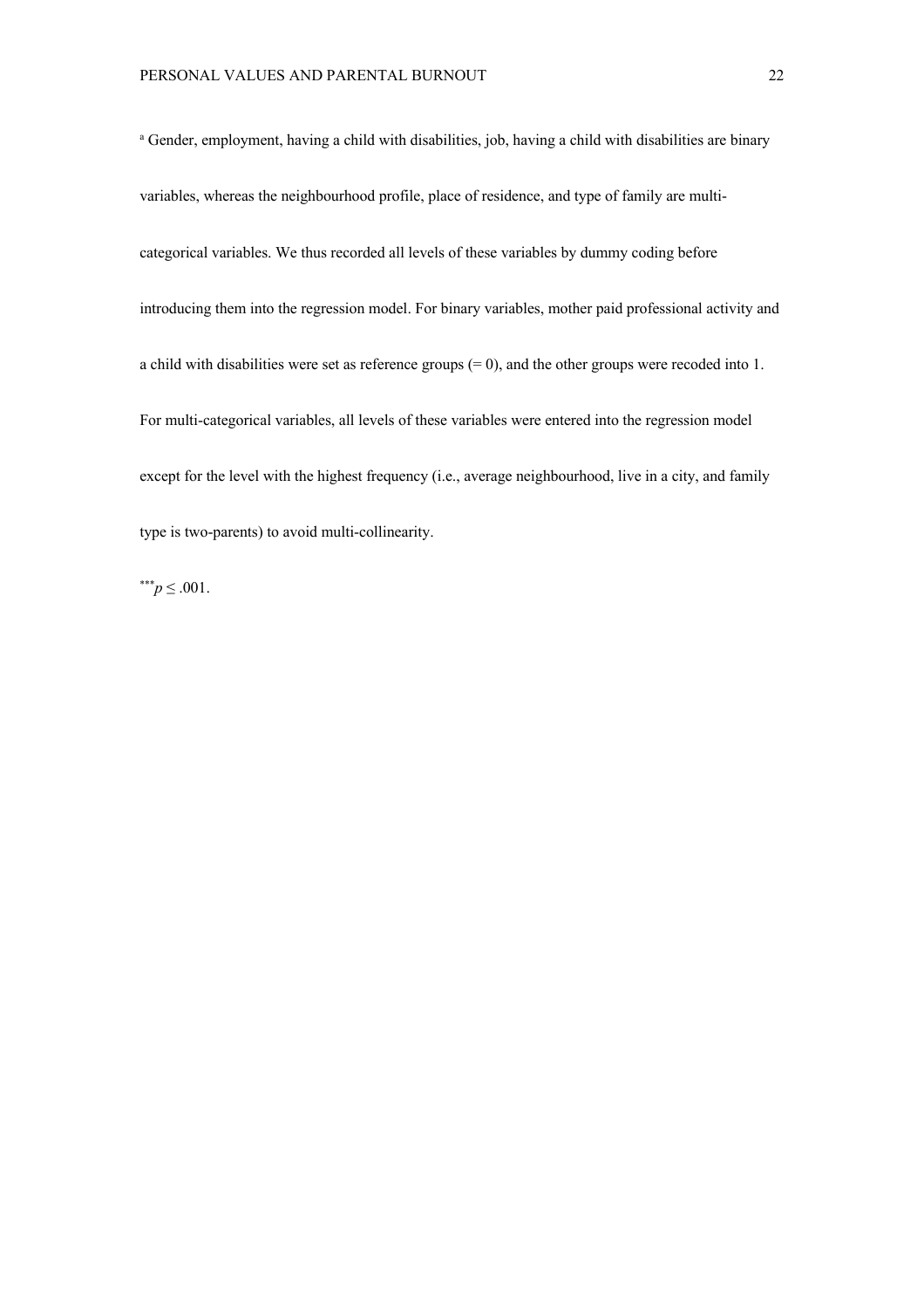[a] Gender, employment, having a child with disabilities, job, having a child with disabilities are binary variables, whereas the neighbourhood profile, place of residence, and type of family are multi-categorical variables. We thus recorded all levels of these variables by dummy coding before introducing them into the regression model. For binary variables, mother paid professional activity and a child with disabilities were set as reference groups (= 0), and the other groups were recoded into 1. For multi-categorical variables, all levels of these variables were entered into the regression model except for the level with the highest frequency (i.e., average neighbourhood, live in a city, and family type is two-parents) to avoid multi-collinearity.

$^{***}p \leq .001$.